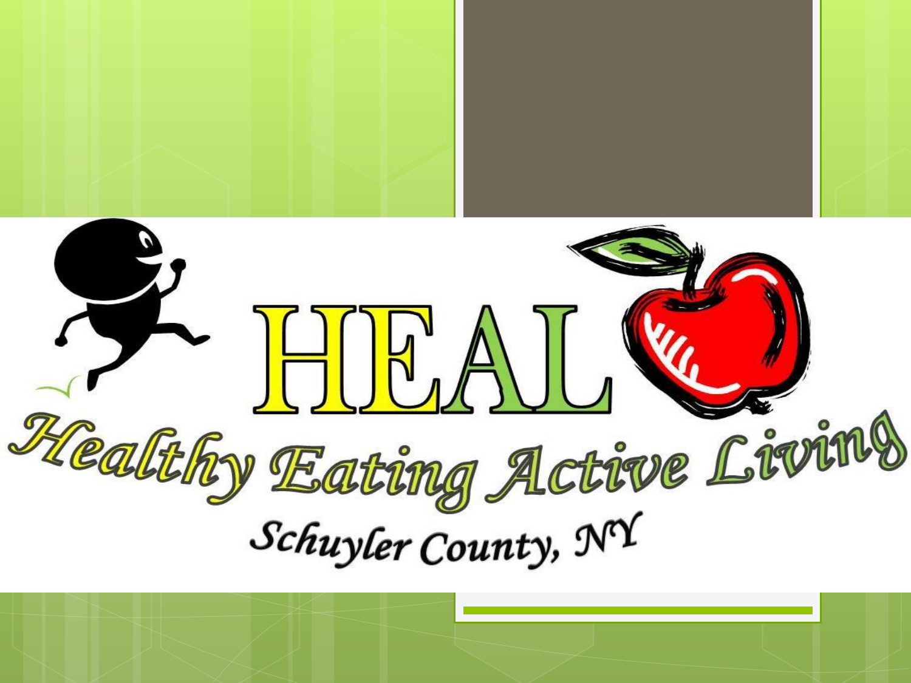# HEAL

## Healthy Eating Active Living

Schuyler County, NY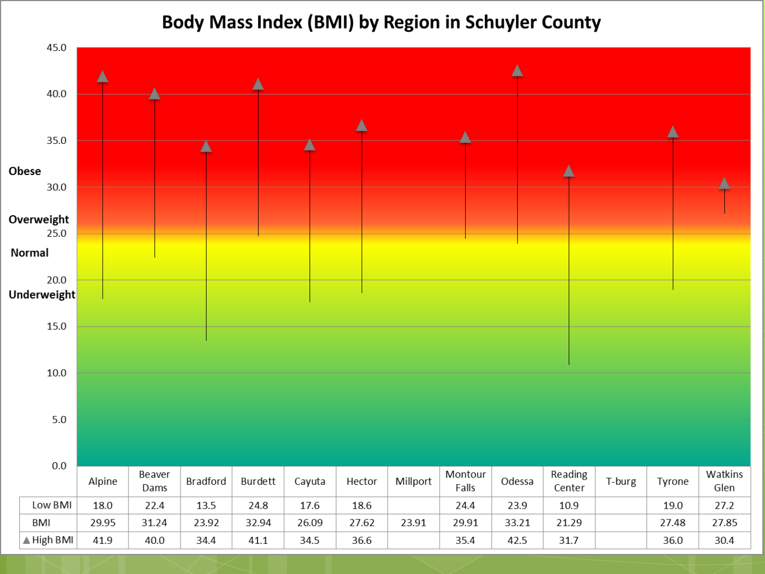# Body Mass Index (BMI) by Region in Schuyler County

| | Alpine | Beaver Dams | Bradford | Burdett | Cayuta | Hector | Millport | Montour Falls | Odessa | Reading Center | T-burg | Tyrone | Watkins Glen |
|---|---|---|---|---|---|---|---|---|---|---|---|---|---|
| Low BMI | 18.0 | 22.4 | 13.5 | 24.8 | 17.6 | 18.6 | | 24.4 | 23.9 | 10.9 | | 19.0 | 27.2 |
| BMI | 29.95 | 31.24 | 23.92 | 32.94 | 26.09 | 27.62 | 23.91 | 29.91 | 33.21 | 21.29 | | 27.48 | 27.85 |
| ▲ High BMI | 41.9 | 40.0 | 34.4 | 41.1 | 34.5 | 36.6 | | 35.4 | 42.5 | 31.7 | | 36.0 | 30.4 |

BMI categories: Underweight (below 18.5), Normal (18.5–24.9), Overweight (25.0–29.9), Obese (30.0 and above)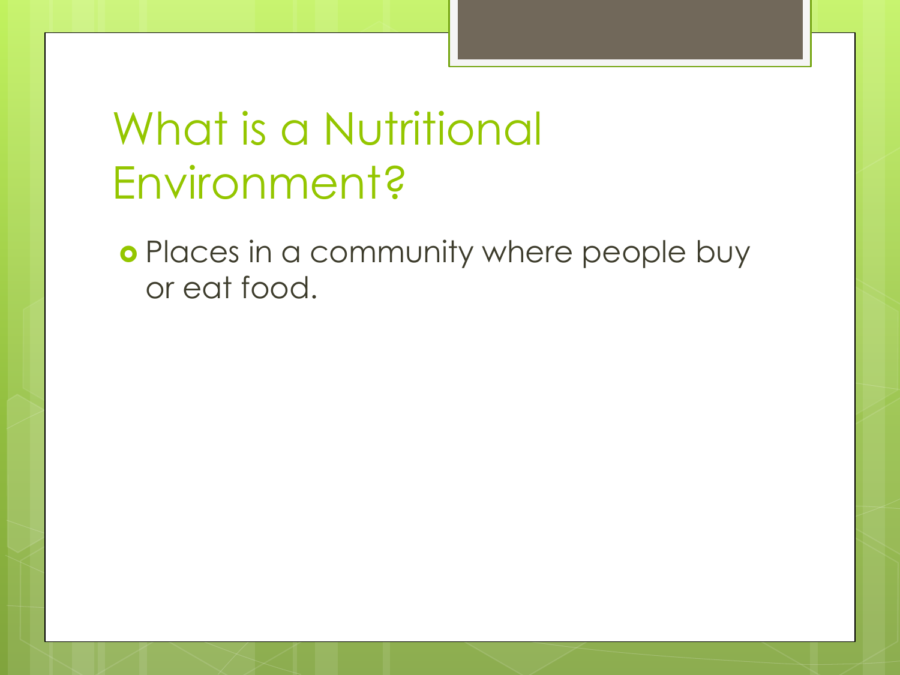# What is a Nutritional Environment?

- Places in a community where people buy or eat food.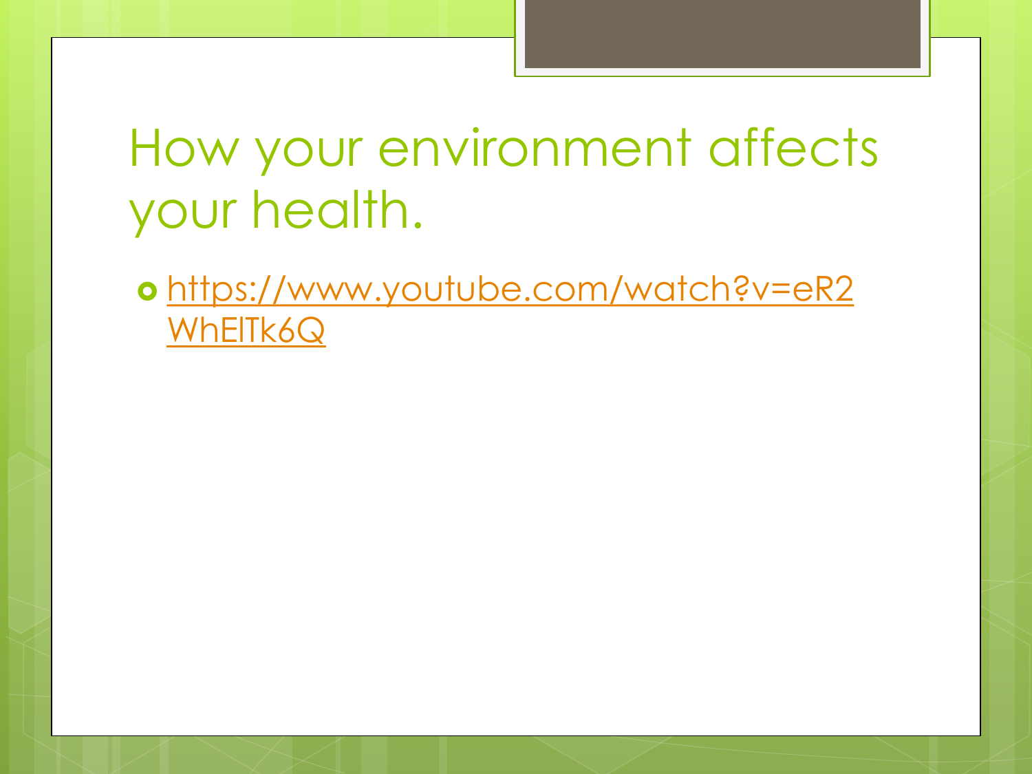# How your environment affects your health.

- https://www.youtube.com/watch?v=eR2WhElTk6Q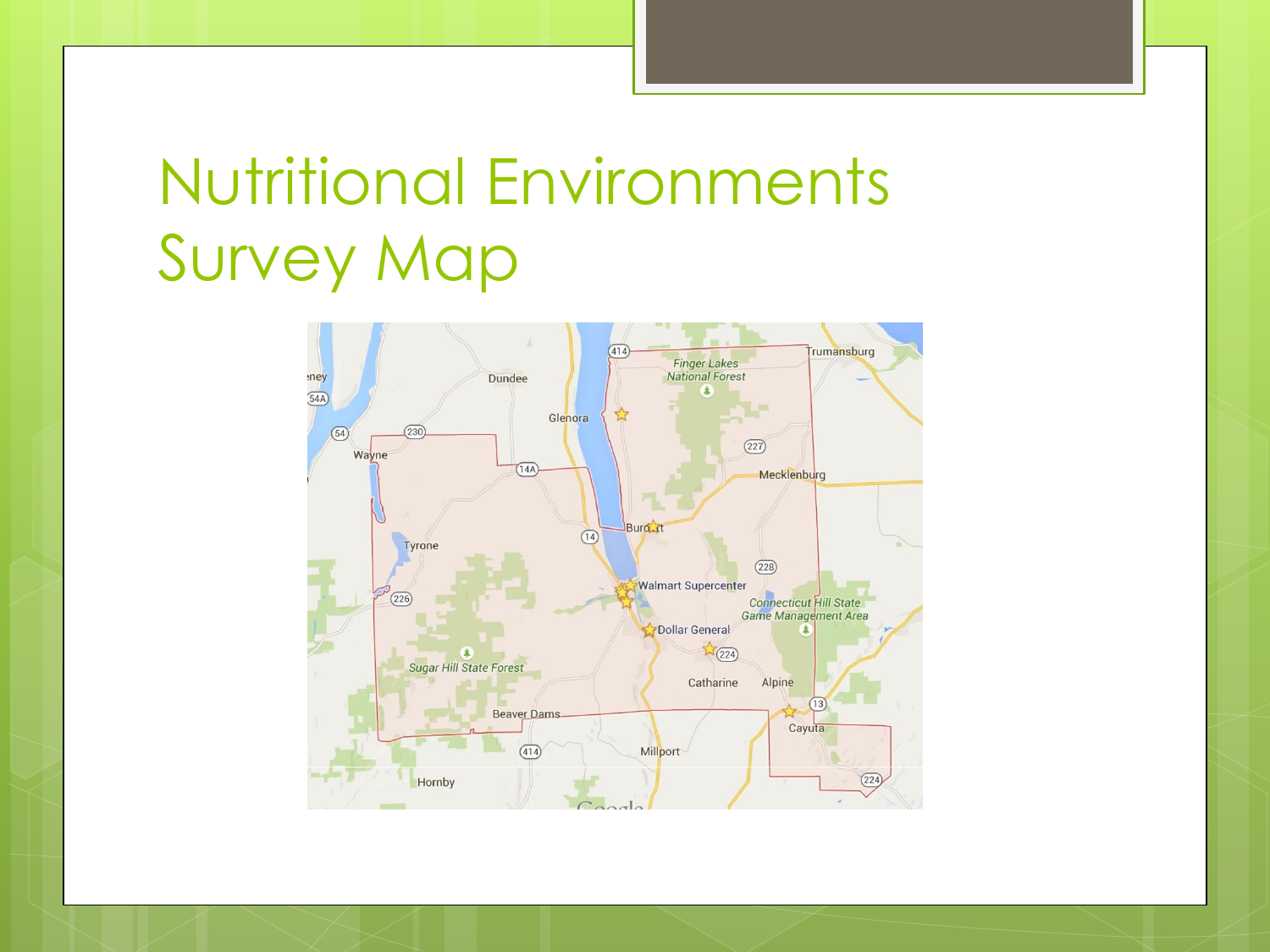# Nutritional Environments Survey Map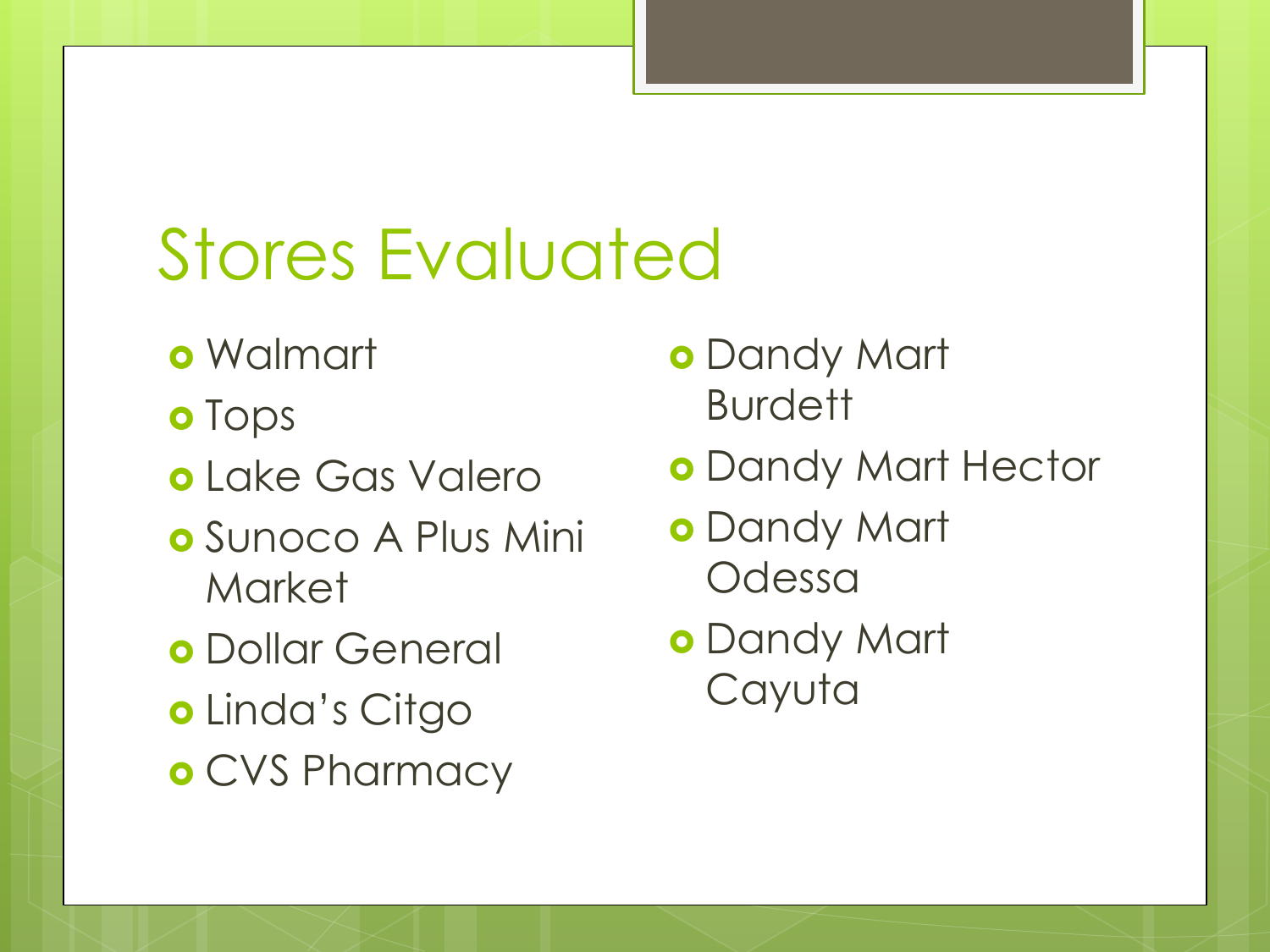# Stores Evaluated

- Walmart
- Tops
- Lake Gas Valero
- Sunoco A Plus Mini Market
- Dollar General
- Linda's Citgo
- CVS Pharmacy
- Dandy Mart Burdett
- Dandy Mart Hector
- Dandy Mart Odessa
- Dandy Mart Cayuta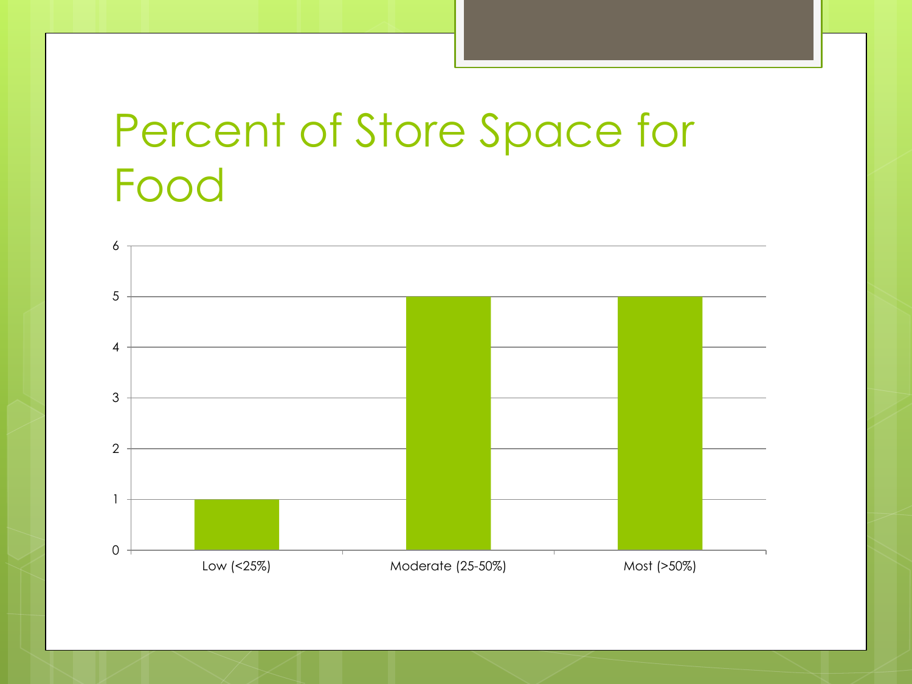# Percent of Store Space for Food

| Category | Value |
| --- | --- |
| Low (<25%) | 1 |
| Moderate (25-50%) | 5 |
| Most (>50%) | 5 |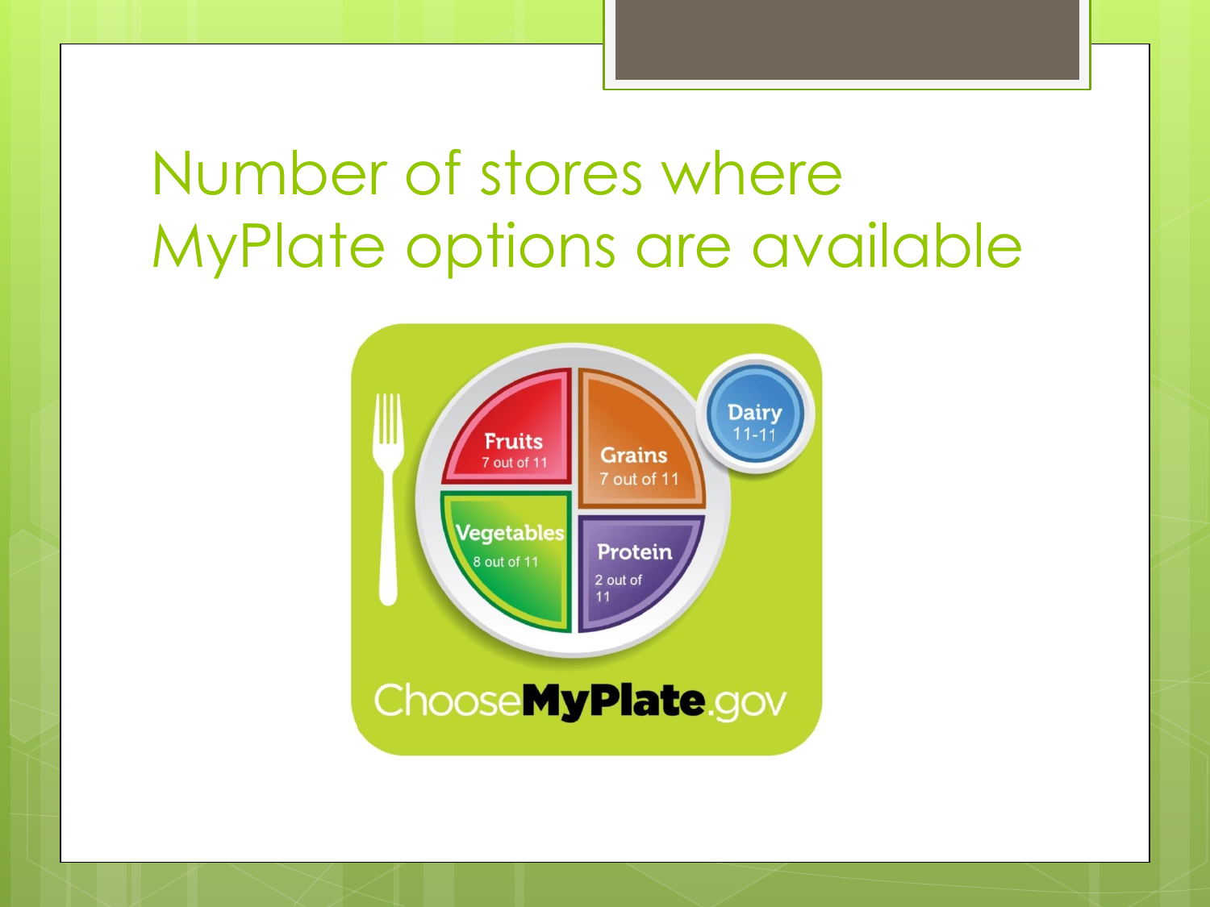# Number of stores where MyPlate options are available

Fruits
7 out of 11

Grains
7 out of 11

Dairy
11-11

Vegetables
8 out of 11

Protein
2 out of 11

ChooseMyPlate.gov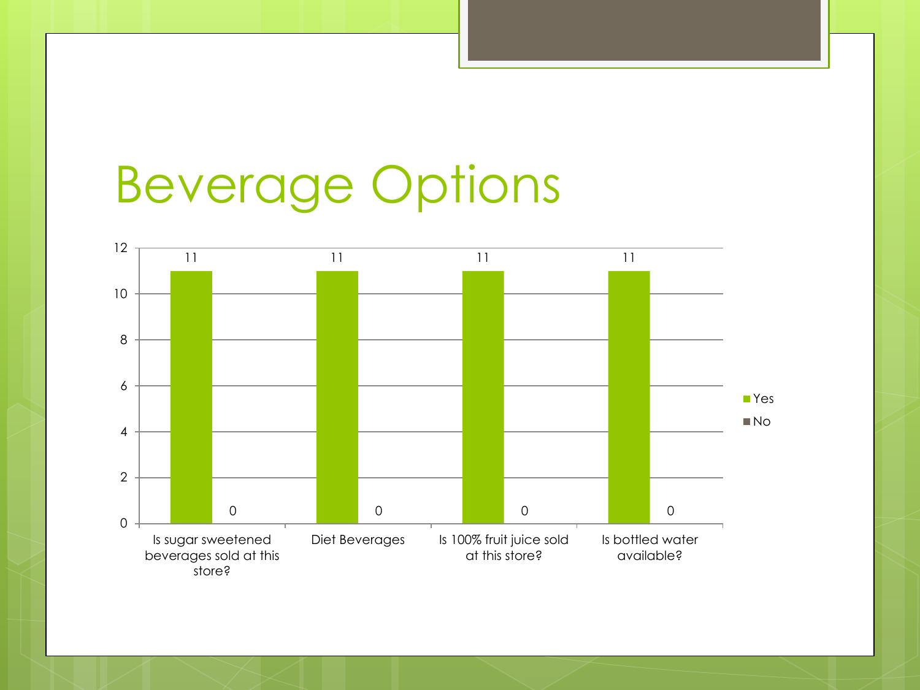# Beverage Options

| | Yes | No |
|---|---|---|
| Is sugar sweetened beverages sold at this store? | 11 | 0 |
| Diet Beverages | 11 | 0 |
| Is 100% fruit juice sold at this store? | 11 | 0 |
| Is bottled water available? | 11 | 0 |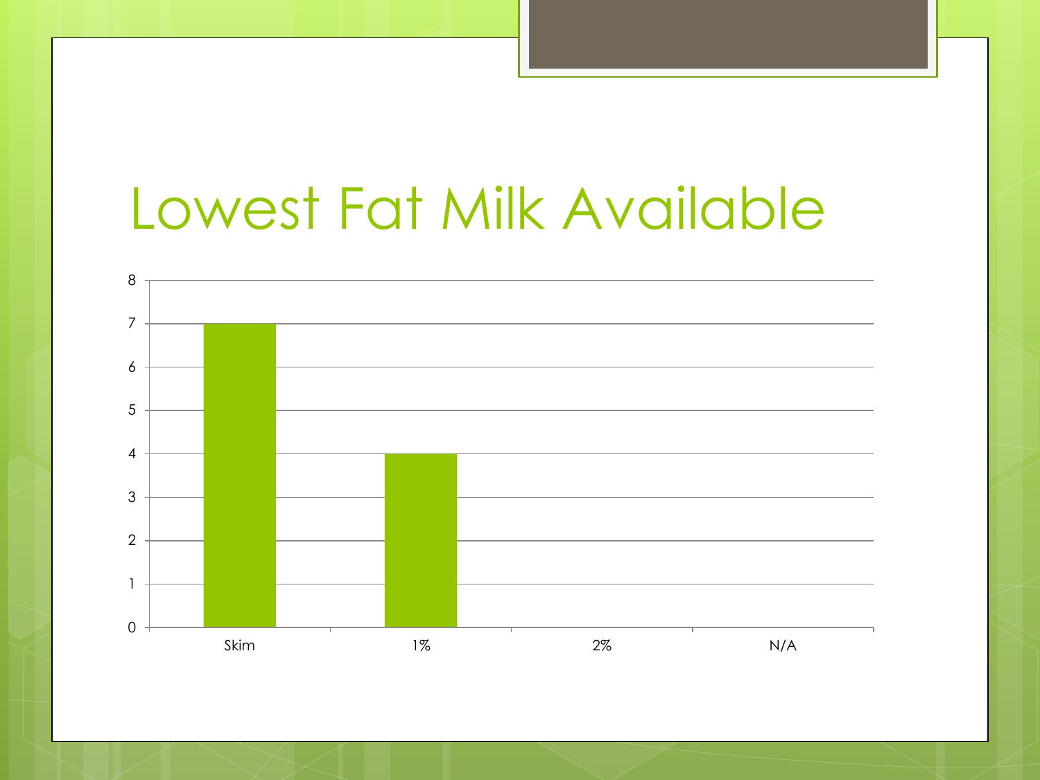# Lowest Fat Milk Available

| Category | Count |
|---|---|
| Skim | 7 |
| 1% | 4 |
| 2% | 0 |
| N/A | 0 |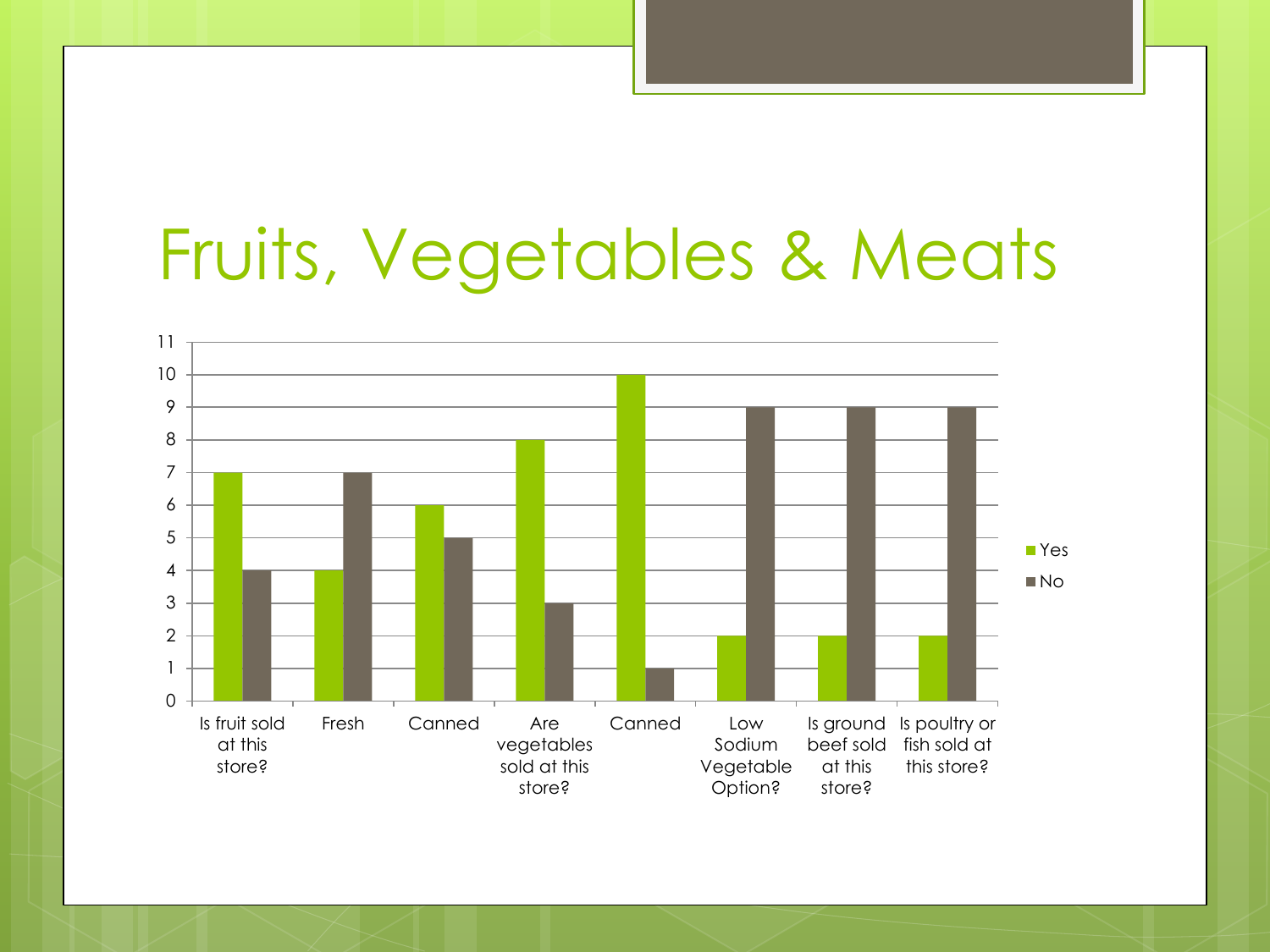# Fruits, Vegetables & Meats

| | Yes | No |
|---|---|---|
| Is fruit sold at this store? | 7 | 4 |
| Fresh | 4 | 7 |
| Canned | 6 | 5 |
| Are vegetables sold at this store? | 8 | 3 |
| Canned | 10 | 1 |
| Low Sodium Vegetable Option? | 2 | 9 |
| Is ground beef sold at this store? | 2 | 9 |
| Is poultry or fish sold at this store? | 2 | 9 |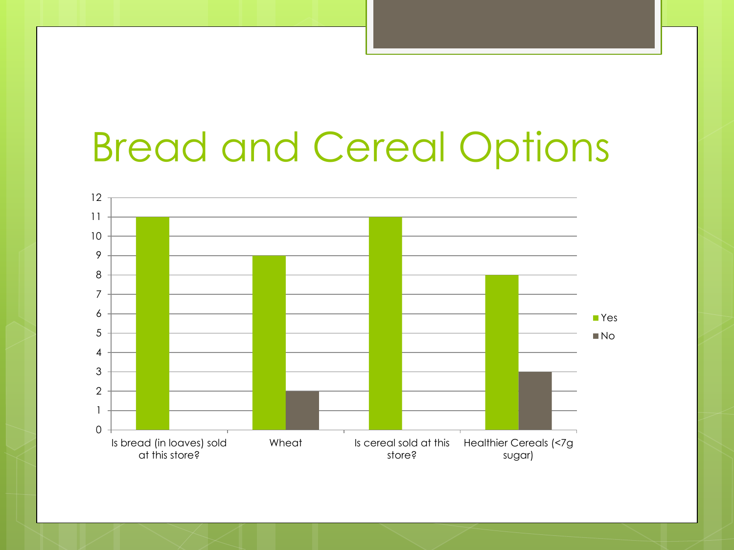# Bread and Cereal Options

| | Yes | No |
|---|---|---|
| Is bread (in loaves) sold at this store? | 11 | |
| Wheat | 9 | 2 |
| Is cereal sold at this store? | 11 | |
| Healthier Cereals (<7g sugar) | 8 | 3 |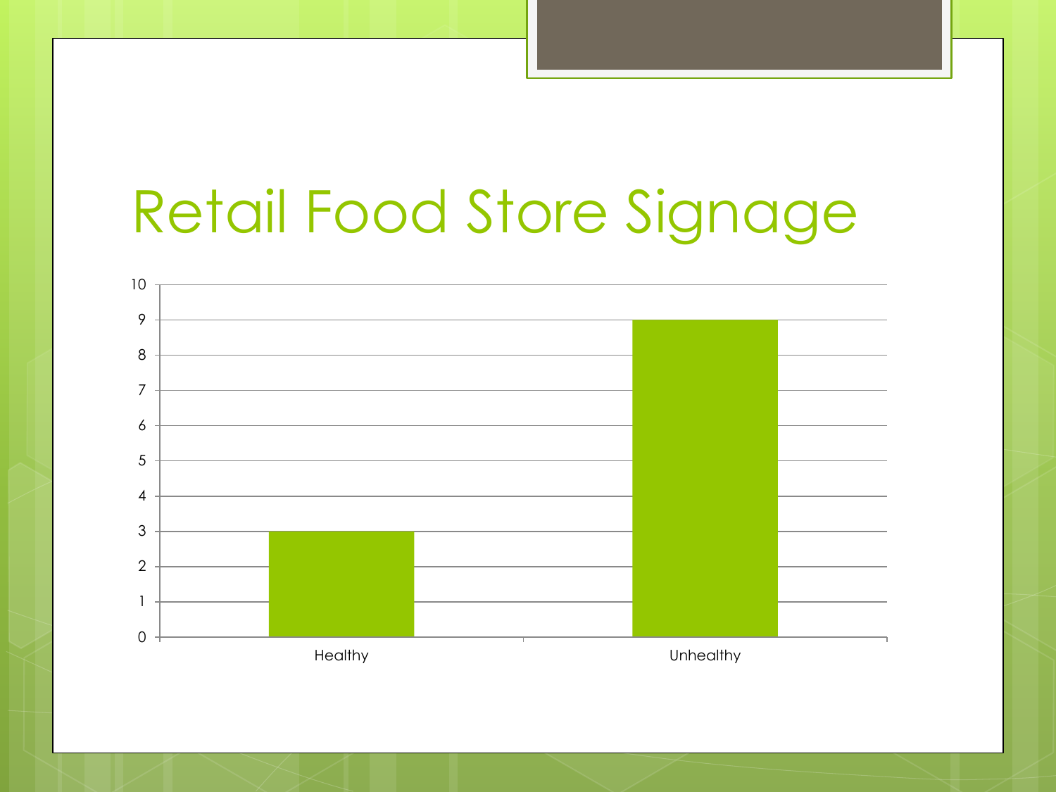# Retail Food Store Signage

| Category | Value |
|---|---|
| Healthy | 3 |
| Unhealthy | 9 |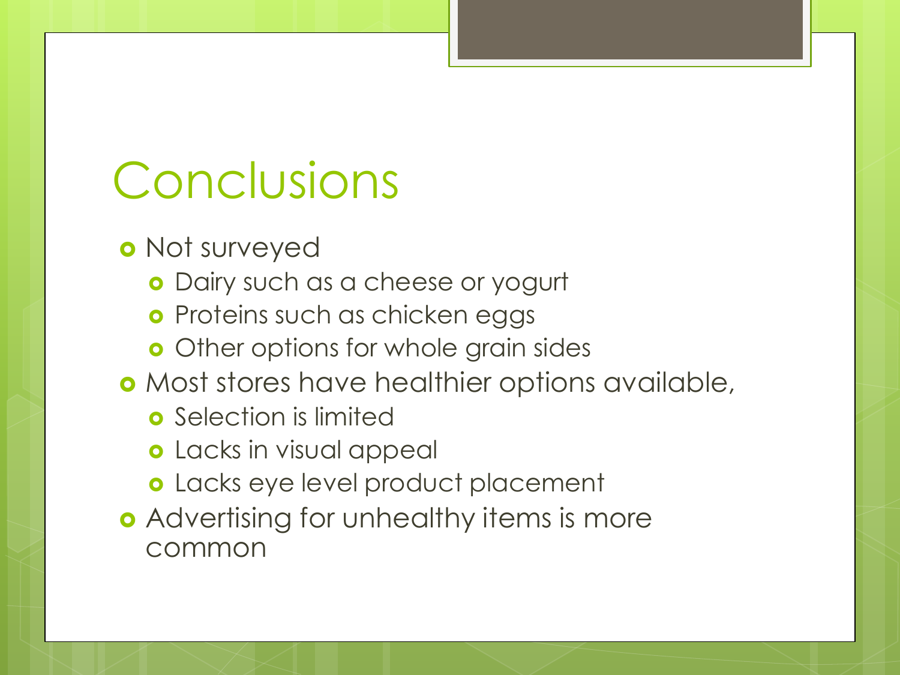# Conclusions

- Not surveyed
  - Dairy such as a cheese or yogurt
  - Proteins such as chicken eggs
  - Other options for whole grain sides
- Most stores have healthier options available,
  - Selection is limited
  - Lacks in visual appeal
  - Lacks eye level product placement
- Advertising for unhealthy items is more common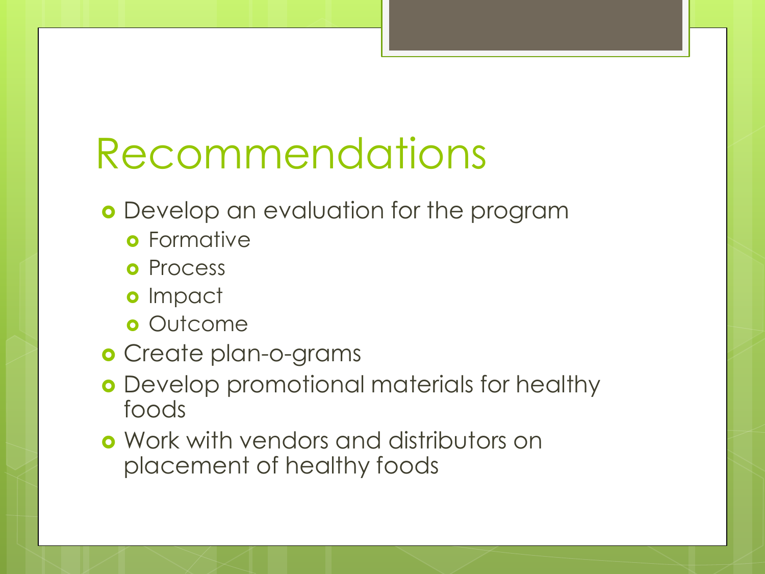# Recommendations

- Develop an evaluation for the program
  - Formative
  - Process
  - Impact
  - Outcome
- Create plan-o-grams
- Develop promotional materials for healthy foods
- Work with vendors and distributors on placement of healthy foods